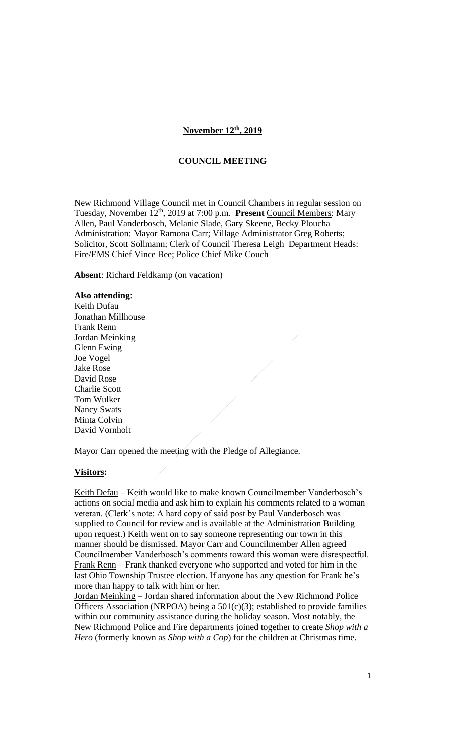**November 12th, 2019**

**COUNCIL MEETING**

New Richmond Village Council met in Council Chambers in regular session on Tuesday, November 12th, 2019 at 7:00 p.m. **Present** Council Members: Mary Allen, Paul Vanderbosch, Melanie Slade, Gary Skeene, Becky Ploucha Administration: Mayor Ramona Carr; Village Administrator Greg Roberts; Solicitor, Scott Sollmann; Clerk of Council Theresa Leigh Department Heads: Fire/EMS Chief Vince Bee; Police Chief Mike Couch

**Absent**: Richard Feldkamp (on vacation)

**Also attending**:

Keith Dufau
Jonathan Millhouse
Frank Renn
Jordan Meinking
Glenn Ewing
Joe Vogel
Jake Rose
David Rose
Charlie Scott
Tom Wulker
Nancy Swats
Minta Colvin
David Vornholt

Mayor Carr opened the meeting with the Pledge of Allegiance.

**Visitors:**

Keith Defau – Keith would like to make known Councilmember Vanderbosch's actions on social media and ask him to explain his comments related to a woman veteran. (Clerk's note: A hard copy of said post by Paul Vanderbosch was supplied to Council for review and is available at the Administration Building upon request.) Keith went on to say someone representing our town in this manner should be dismissed. Mayor Carr and Councilmember Allen agreed Councilmember Vanderbosch's comments toward this woman were disrespectful.

Frank Renn – Frank thanked everyone who supported and voted for him in the last Ohio Township Trustee election. If anyone has any question for Frank he's more than happy to talk with him or her.

Jordan Meinking – Jordan shared information about the New Richmond Police Officers Association (NRPOA) being a 501(c)(3); established to provide families within our community assistance during the holiday season. Most notably, the New Richmond Police and Fire departments joined together to create *Shop with a Hero* (formerly known as *Shop with a Cop*) for the children at Christmas time.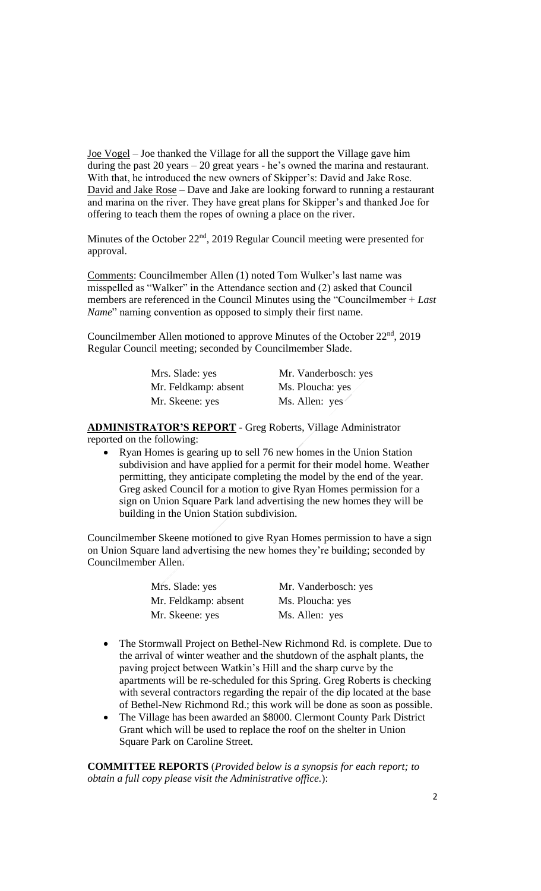Joe Vogel – Joe thanked the Village for all the support the Village gave him during the past 20 years – 20 great years - he's owned the marina and restaurant. With that, he introduced the new owners of Skipper's: David and Jake Rose.
David and Jake Rose – Dave and Jake are looking forward to running a restaurant and marina on the river. They have great plans for Skipper's and thanked Joe for offering to teach them the ropes of owning a place on the river.

Minutes of the October 22nd, 2019 Regular Council meeting were presented for approval.

Comments: Councilmember Allen (1) noted Tom Wulker's last name was misspelled as "Walker" in the Attendance section and (2) asked that Council members are referenced in the Council Minutes using the "Councilmember + *Last Name*" naming convention as opposed to simply their first name.

Councilmember Allen motioned to approve Minutes of the October 22nd, 2019 Regular Council meeting; seconded by Councilmember Slade.

| | |
|---|---|
| Mrs. Slade: yes | Mr. Vanderbosch: yes |
| Mr. Feldkamp: absent | Ms. Ploucha: yes |
| Mr. Skeene: yes | Ms. Allen: yes |

**ADMINISTRATOR'S REPORT** - Greg Roberts, Village Administrator reported on the following:

- Ryan Homes is gearing up to sell 76 new homes in the Union Station subdivision and have applied for a permit for their model home. Weather permitting, they anticipate completing the model by the end of the year. Greg asked Council for a motion to give Ryan Homes permission for a sign on Union Square Park land advertising the new homes they will be building in the Union Station subdivision.

Councilmember Skeene motioned to give Ryan Homes permission to have a sign on Union Square land advertising the new homes they're building; seconded by Councilmember Allen.

| | |
|---|---|
| Mrs. Slade: yes | Mr. Vanderbosch: yes |
| Mr. Feldkamp: absent | Ms. Ploucha: yes |
| Mr. Skeene: yes | Ms. Allen: yes |

- The Stormwall Project on Bethel-New Richmond Rd. is complete. Due to the arrival of winter weather and the shutdown of the asphalt plants, the paving project between Watkin's Hill and the sharp curve by the apartments will be re-scheduled for this Spring. Greg Roberts is checking with several contractors regarding the repair of the dip located at the base of Bethel-New Richmond Rd.; this work will be done as soon as possible.
- The Village has been awarded an $8000. Clermont County Park District Grant which will be used to replace the roof on the shelter in Union Square Park on Caroline Street.

**COMMITTEE REPORTS** (*Provided below is a synopsis for each report; to obtain a full copy please visit the Administrative office.*):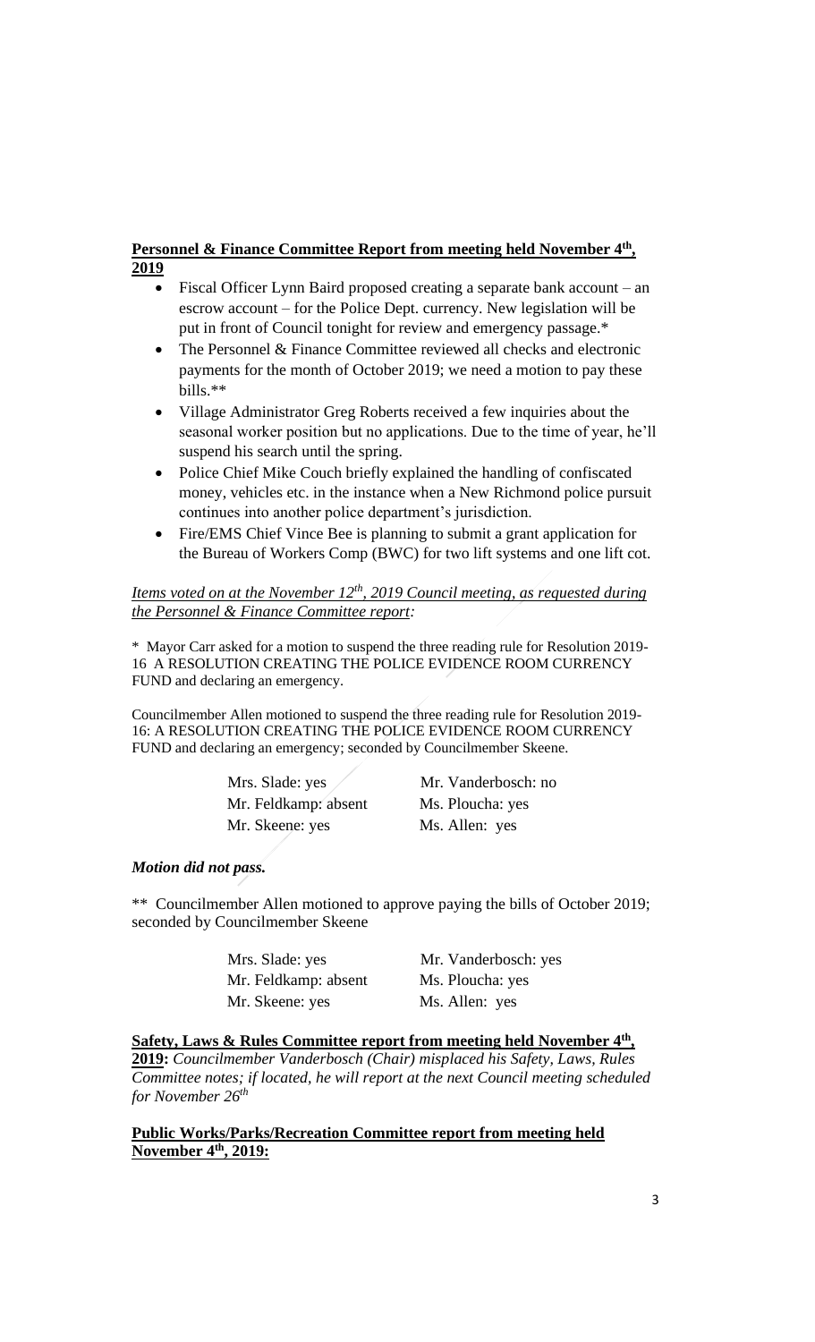**Personnel & Finance Committee Report from meeting held November 4th, 2019**

- Fiscal Officer Lynn Baird proposed creating a separate bank account – an escrow account – for the Police Dept. currency. New legislation will be put in front of Council tonight for review and emergency passage.*
- The Personnel & Finance Committee reviewed all checks and electronic payments for the month of October 2019; we need a motion to pay these bills.**
- Village Administrator Greg Roberts received a few inquiries about the seasonal worker position but no applications. Due to the time of year, he'll suspend his search until the spring.
- Police Chief Mike Couch briefly explained the handling of confiscated money, vehicles etc. in the instance when a New Richmond police pursuit continues into another police department's jurisdiction.
- Fire/EMS Chief Vince Bee is planning to submit a grant application for the Bureau of Workers Comp (BWC) for two lift systems and one lift cot.

***Items voted on at the November 12th, 2019 Council meeting, as requested during the Personnel & Finance Committee report:***

* Mayor Carr asked for a motion to suspend the three reading rule for Resolution 2019-16 A RESOLUTION CREATING THE POLICE EVIDENCE ROOM CURRENCY FUND and declaring an emergency.

Councilmember Allen motioned to suspend the three reading rule for Resolution 2019-16: A RESOLUTION CREATING THE POLICE EVIDENCE ROOM CURRENCY FUND and declaring an emergency; seconded by Councilmember Skeene.

Mrs. Slade: yes
Mr. Feldkamp: absent
Mr. Skeene: yes
Mr. Vanderbosch: no
Ms. Ploucha: yes
Ms. Allen: yes

***Motion did not pass.***

** Councilmember Allen motioned to approve paying the bills of October 2019; seconded by Councilmember Skeene

Mrs. Slade: yes
Mr. Feldkamp: absent
Mr. Skeene: yes
Mr. Vanderbosch: yes
Ms. Ploucha: yes
Ms. Allen: yes

**Safety, Laws & Rules Committee report from meeting held November 4th, 2019:** *Councilmember Vanderbosch (Chair) misplaced his Safety, Laws, Rules Committee notes; if located, he will report at the next Council meeting scheduled for November 26th*

**Public Works/Parks/Recreation Committee report from meeting held November 4th, 2019:**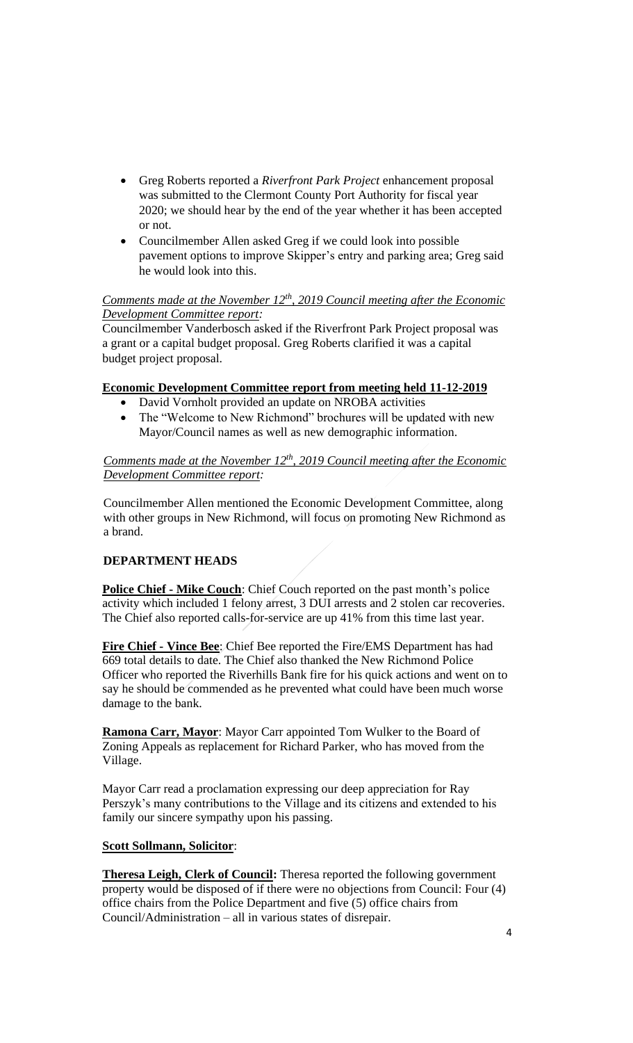- Greg Roberts reported a *Riverfront Park Project* enhancement proposal was submitted to the Clermont County Port Authority for fiscal year 2020; we should hear by the end of the year whether it has been accepted or not.
- Councilmember Allen asked Greg if we could look into possible pavement options to improve Skipper's entry and parking area; Greg said he would look into this.

*Comments made at the November 12th, 2019 Council meeting after the Economic Development Committee report:*

Councilmember Vanderbosch asked if the Riverfront Park Project proposal was a grant or a capital budget proposal. Greg Roberts clarified it was a capital budget project proposal.

**Economic Development Committee report from meeting held 11-12-2019**

- David Vornholt provided an update on NROBA activities
- The "Welcome to New Richmond" brochures will be updated with new Mayor/Council names as well as new demographic information.

*Comments made at the November 12th, 2019 Council meeting after the Economic Development Committee report:*

Councilmember Allen mentioned the Economic Development Committee, along with other groups in New Richmond, will focus on promoting New Richmond as a brand.

**DEPARTMENT HEADS**

**Police Chief - Mike Couch**: Chief Couch reported on the past month's police activity which included 1 felony arrest, 3 DUI arrests and 2 stolen car recoveries. The Chief also reported calls-for-service are up 41% from this time last year.

**Fire Chief - Vince Bee**: Chief Bee reported the Fire/EMS Department has had 669 total details to date. The Chief also thanked the New Richmond Police Officer who reported the Riverhills Bank fire for his quick actions and went on to say he should be commended as he prevented what could have been much worse damage to the bank.

**Ramona Carr, Mayor**: Mayor Carr appointed Tom Wulker to the Board of Zoning Appeals as replacement for Richard Parker, who has moved from the Village.

Mayor Carr read a proclamation expressing our deep appreciation for Ray Perszyk's many contributions to the Village and its citizens and extended to his family our sincere sympathy upon his passing.

**Scott Sollmann, Solicitor**:

**Theresa Leigh, Clerk of Council:** Theresa reported the following government property would be disposed of if there were no objections from Council: Four (4) office chairs from the Police Department and five (5) office chairs from Council/Administration – all in various states of disrepair.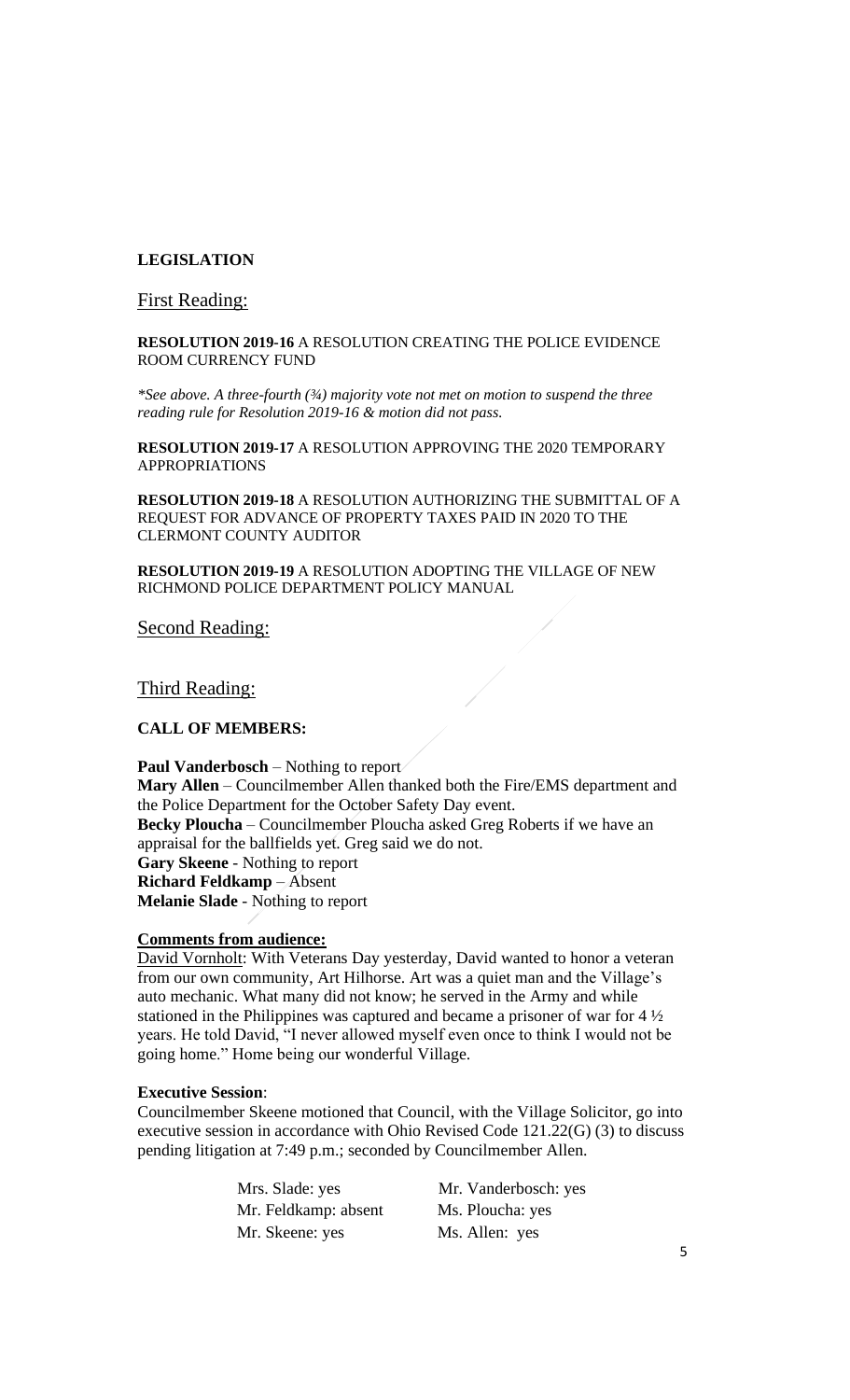**LEGISLATION**

First Reading:

**RESOLUTION 2019-16** A RESOLUTION CREATING THE POLICE EVIDENCE ROOM CURRENCY FUND

*\*See above. A three-fourth (¾) majority vote not met on motion to suspend the three reading rule for Resolution 2019-16 & motion did not pass.*

**RESOLUTION 2019-17** A RESOLUTION APPROVING THE 2020 TEMPORARY APPROPRIATIONS

**RESOLUTION 2019-18** A RESOLUTION AUTHORIZING THE SUBMITTAL OF A REQUEST FOR ADVANCE OF PROPERTY TAXES PAID IN 2020 TO THE CLERMONT COUNTY AUDITOR

**RESOLUTION 2019-19** A RESOLUTION ADOPTING THE VILLAGE OF NEW RICHMOND POLICE DEPARTMENT POLICY MANUAL

Second Reading:

Third Reading:

**CALL OF MEMBERS:**

**Paul Vanderbosch** – Nothing to report
**Mary Allen** – Councilmember Allen thanked both the Fire/EMS department and the Police Department for the October Safety Day event.
**Becky Ploucha** – Councilmember Ploucha asked Greg Roberts if we have an appraisal for the ballfields yet. Greg said we do not.
**Gary Skeene** - Nothing to report
**Richard Feldkamp** – Absent
**Melanie Slade** - Nothing to report

**Comments from audience:**

David Vornholt: With Veterans Day yesterday, David wanted to honor a veteran from our own community, Art Hilhorse. Art was a quiet man and the Village's auto mechanic. What many did not know; he served in the Army and while stationed in the Philippines was captured and became a prisoner of war for 4 ½ years. He told David, "I never allowed myself even once to think I would not be going home." Home being our wonderful Village.

**Executive Session**:

Councilmember Skeene motioned that Council, with the Village Solicitor, go into executive session in accordance with Ohio Revised Code 121.22(G) (3) to discuss pending litigation at 7:49 p.m.; seconded by Councilmember Allen.

| | |
|---|---|
| Mrs. Slade: yes | Mr. Vanderbosch: yes |
| Mr. Feldkamp: absent | Ms. Ploucha: yes |
| Mr. Skeene: yes | Ms. Allen: yes |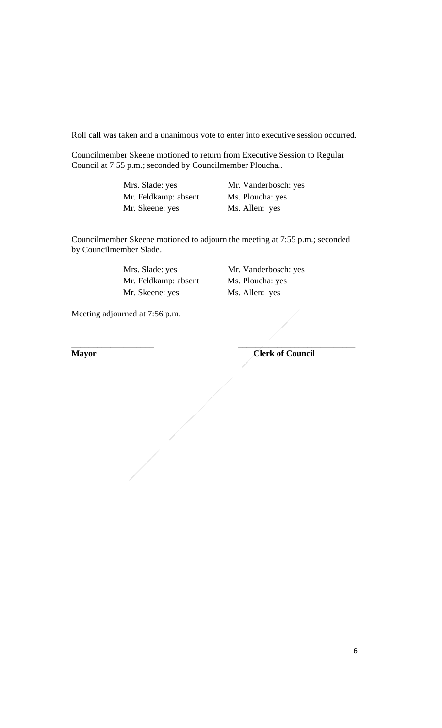Roll call was taken and a unanimous vote to enter into executive session occurred.

Councilmember Skeene motioned to return from Executive Session to Regular Council at 7:55 p.m.; seconded by Councilmember Ploucha..

| | |
|---|---|
| Mrs. Slade: yes | Mr. Vanderbosch: yes |
| Mr. Feldkamp: absent | Ms. Ploucha: yes |
| Mr. Skeene: yes | Ms. Allen: yes |

Councilmember Skeene motioned to adjourn the meeting at 7:55 p.m.; seconded by Councilmember Slade.

| | |
|---|---|
| Mrs. Slade: yes | Mr. Vanderbosch: yes |
| Mr. Feldkamp: absent | Ms. Ploucha: yes |
| Mr. Skeene: yes | Ms. Allen: yes |

Meeting adjourned at 7:56 p.m.

___________________ ___________________________

**Mayor** **Clerk of Council**